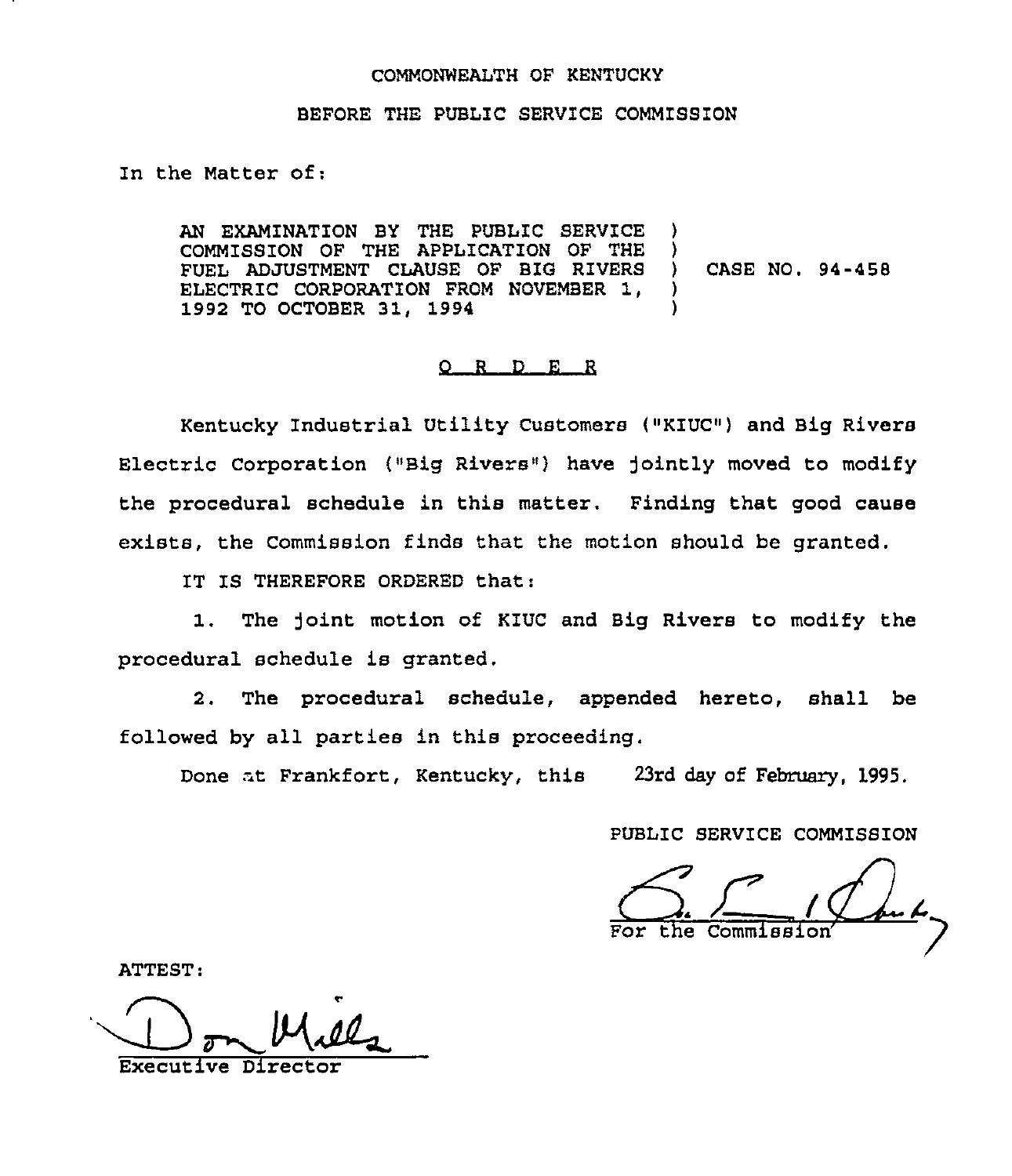COMMONWEALTH OF KENTUCKY

BEFORE THE PUBLIC SERVICE COMMISSION

In the Matter of:

| | | |
|---|---|---|
| AN EXAMINATION BY THE PUBLIC SERVICE COMMISSION OF THE APPLICATION OF THE FUEL ADJUSTMENT CLAUSE OF BIG RIVERS ELECTRIC CORPORATION FROM NOVEMBER 1, 1992 TO OCTOBER 31, 1994 | ) | CASE NO. 94-458 |

## O R D E R

Kentucky Industrial Utility Customers ("KIUC") and Big Rivers Electric Corporation ("Big Rivers") have jointly moved to modify the procedural schedule in this matter. Finding that good cause exists, the Commission finds that the motion should be granted.

IT IS THEREFORE ORDERED that:

1. The joint motion of KIUC and Big Rivers to modify the procedural schedule is granted.

2. The procedural schedule, appended hereto, shall be followed by all parties in this proceeding.

Done at Frankfort, Kentucky, this 23rd day of February, 1995.

PUBLIC SERVICE COMMISSION

For the Commission

ATTEST:

Executive Director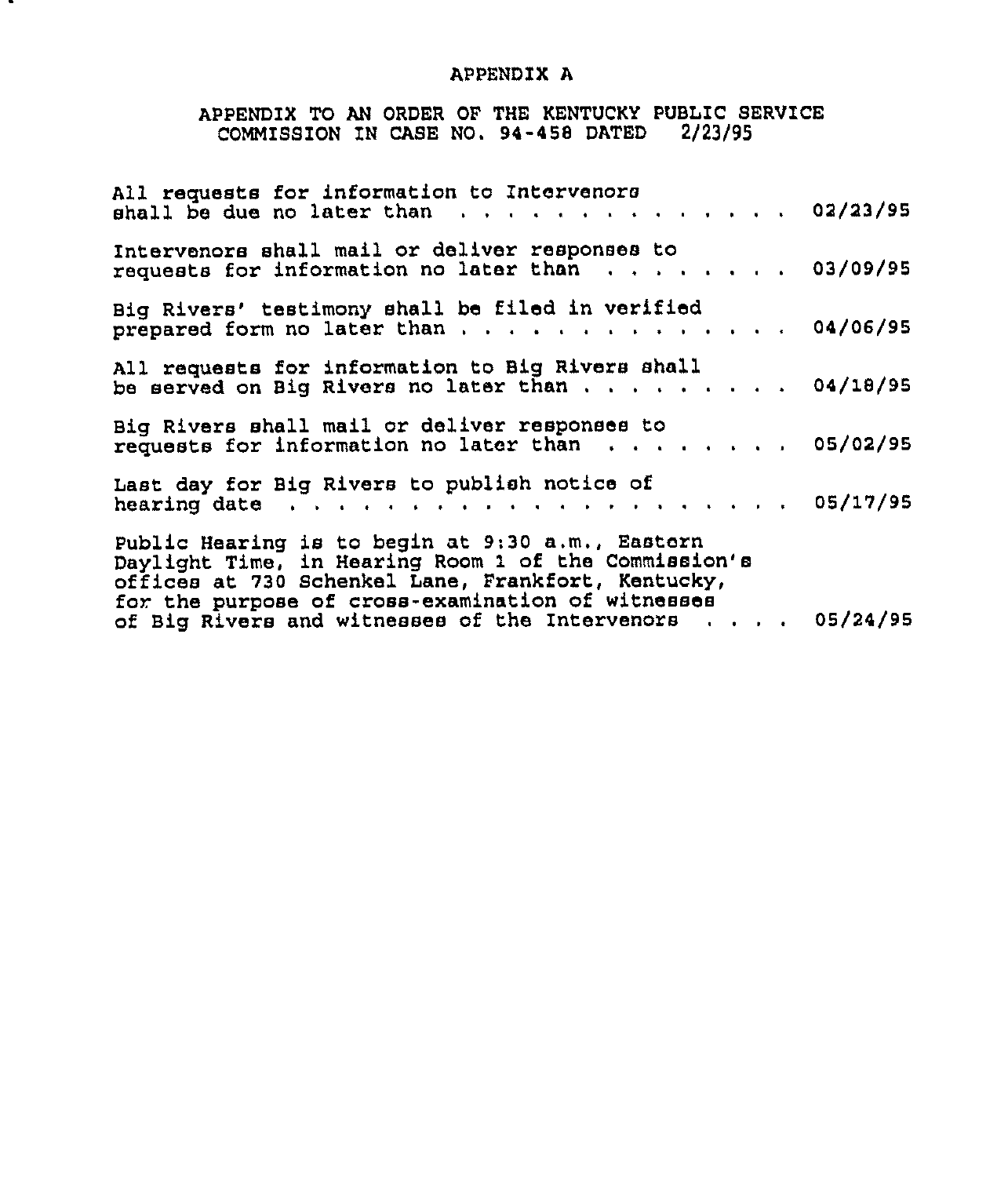# APPENDIX A

## APPENDIX TO AN ORDER OF THE KENTUCKY PUBLIC SERVICE COMMISSION IN CASE NO. 94-458 DATED 2/23/95

| | |
|---|---|
| All requests for information to Intervenors shall be due no later than . . . . . . . . . . . . . . . | 02/23/95 |
| Intervenors shall mail or deliver responses to requests for information no later than . . . . . . . . . | 03/09/95 |
| Big Rivers' testimony shall be filed in verified prepared form no later than . . . . . . . . . . . . . . . | 04/06/95 |
| All requests for information to Big Rivers shall be served on Big Rivers no later than . . . . . . . . . . | 04/18/95 |
| Big Rivers shall mail or deliver responses to requests for information no later than . . . . . . . . . | 05/02/95 |
| Last day for Big Rivers to publish notice of hearing date . . . . . . . . . . . . . . . . . . . . . . | 05/17/95 |
| Public Hearing is to begin at 9:30 a.m., Eastern Daylight Time, in Hearing Room 1 of the Commission's offices at 730 Schenkel Lane, Frankfort, Kentucky, for the purpose of cross-examination of witnesses of Big Rivers and witnesses of the Intervenors . . . . | 05/24/95 |